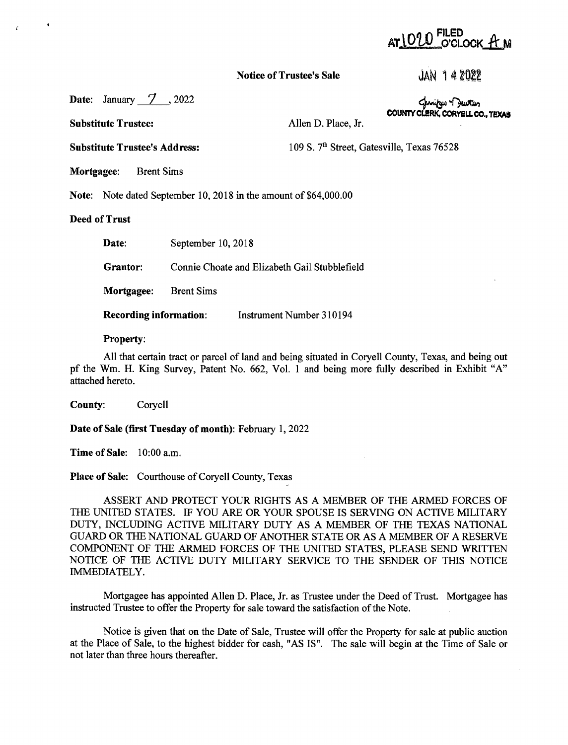AT 1020 FILED O'CLOCK A M

JAN 14 2022

Jennifer Hutton
COUNTY CLERK, CORYELL CO., TEXAS

**Notice of Trustee's Sale**

**Date:** January 7, 2022

**Substitute Trustee:** Allen D. Place, Jr.

**Substitute Trustee's Address:** 109 S. 7th Street, Gatesville, Texas 76528

**Mortgagee:** Brent Sims

**Note:** Note dated September 10, 2018 in the amount of $64,000.00

**Deed of Trust**

**Date:** September 10, 2018

**Grantor:** Connie Choate and Elizabeth Gail Stubblefield

**Mortgagee:** Brent Sims

**Recording information:** Instrument Number 310194

**Property:**

All that certain tract or parcel of land and being situated in Coryell County, Texas, and being out pf the Wm. H. King Survey, Patent No. 662, Vol. 1 and being more fully described in Exhibit "A" attached hereto.

**County:** Coryell

**Date of Sale (first Tuesday of month):** February 1, 2022

**Time of Sale:** 10:00 a.m.

**Place of Sale:** Courthouse of Coryell County, Texas

ASSERT AND PROTECT YOUR RIGHTS AS A MEMBER OF THE ARMED FORCES OF THE UNITED STATES. IF YOU ARE OR YOUR SPOUSE IS SERVING ON ACTIVE MILITARY DUTY, INCLUDING ACTIVE MILITARY DUTY AS A MEMBER OF THE TEXAS NATIONAL GUARD OR THE NATIONAL GUARD OF ANOTHER STATE OR AS A MEMBER OF A RESERVE COMPONENT OF THE ARMED FORCES OF THE UNITED STATES, PLEASE SEND WRITTEN NOTICE OF THE ACTIVE DUTY MILITARY SERVICE TO THE SENDER OF THIS NOTICE IMMEDIATELY.

Mortgagee has appointed Allen D. Place, Jr. as Trustee under the Deed of Trust. Mortgagee has instructed Trustee to offer the Property for sale toward the satisfaction of the Note.

Notice is given that on the Date of Sale, Trustee will offer the Property for sale at public auction at the Place of Sale, to the highest bidder for cash, "AS IS". The sale will begin at the Time of Sale or not later than three hours thereafter.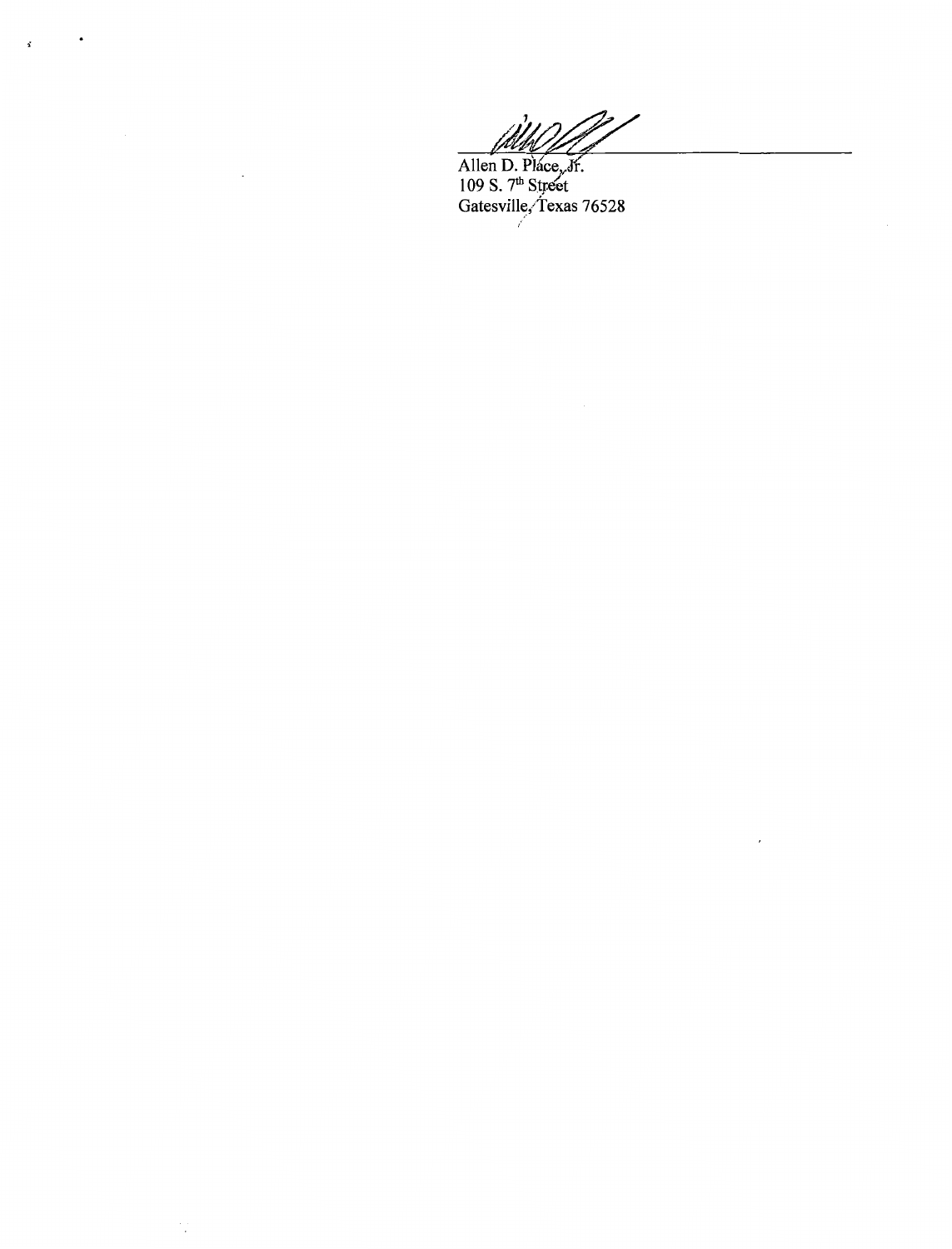Allen D. Place, Jr.  
109 S. 7th Street  
Gatesville, Texas 76528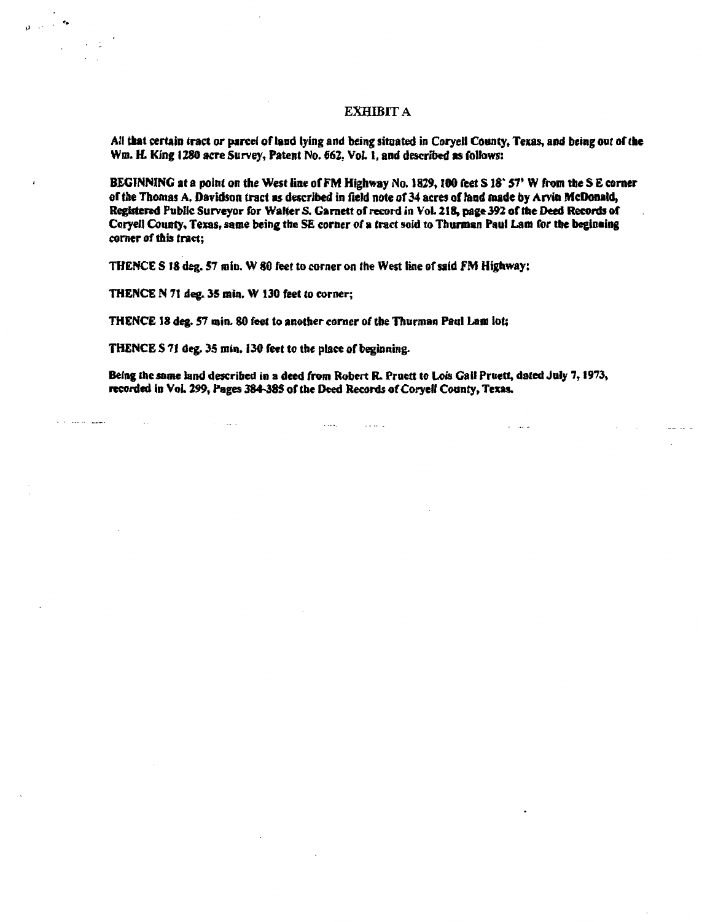# EXHIBIT A

All that certain tract or parcel of land lying and being situated in Coryell County, Texas, and being out of the Wm. H. King 1280 acre Survey, Patent No. 662, Vol. 1, and described as follows:

BEGINNING at a point on the West line of FM Highway No. 1829, 100 feet S 18° 57' W from the S E corner of the Thomas A. Davidson tract as described in field note of 34 acres of land made by Arvin McDonald, Registered Public Surveyor for Walter S. Garnett of record in Vol. 218, page 392 of the Deed Records of Coryell County, Texas, same being the SE corner of a tract sold to Thurman Paul Lam for the beginning corner of this tract;

THENCE S 18 deg. 57 min. W 80 feet to corner on the West line of said FM Highway;

THENCE N 71 deg. 35 min. W 130 feet to corner;

THENCE 18 deg. 57 min. 80 feet to another corner of the Thurman Paul Lam lot;

THENCE S 71 deg. 35 min. 130 feet to the place of beginning.

Being the same land described in a deed from Robert R. Pruett to Lois Gail Pruett, dated July 7, 1973, recorded in Vol. 299, Pages 384-385 of the Deed Records of Coryell County, Texas.